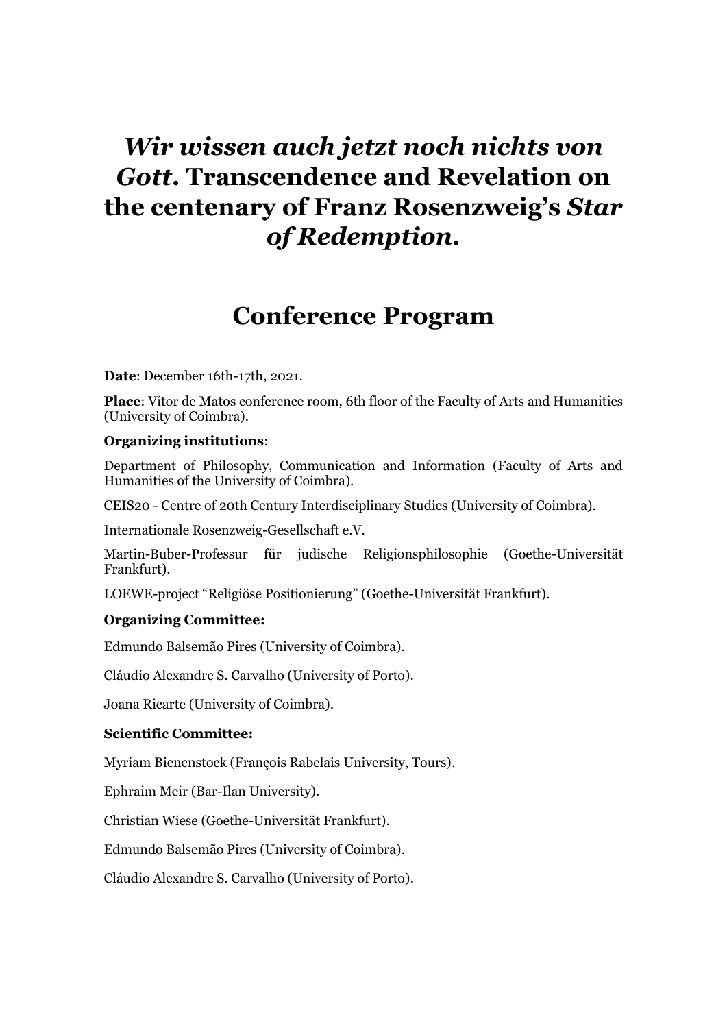# *Wir wissen auch jetzt noch nichts von Gott*. Transcendence and Revelation on the centenary of Franz Rosenzweig's *Star of Redemption*.

## Conference Program

**Date**: December 16th-17th, 2021.

**Place**: Vítor de Matos conference room, 6th floor of the Faculty of Arts and Humanities (University of Coimbra).

**Organizing institutions**:

Department of Philosophy, Communication and Information (Faculty of Arts and Humanities of the University of Coimbra).

CEIS20 - Centre of 20th Century Interdisciplinary Studies (University of Coimbra).

Internationale Rosenzweig-Gesellschaft e.V.

Martin-Buber-Professur für judische Religionsphilosophie (Goethe-Universität Frankfurt).

LOEWE-project "Religiöse Positionierung" (Goethe-Universität Frankfurt).

**Organizing Committee:**

Edmundo Balsemão Pires (University of Coimbra).

Cláudio Alexandre S. Carvalho (University of Porto).

Joana Ricarte (University of Coimbra).

**Scientific Committee:**

Myriam Bienenstock (François Rabelais University, Tours).

Ephraim Meir (Bar-Ilan University).

Christian Wiese (Goethe-Universität Frankfurt).

Edmundo Balsemão Pires (University of Coimbra).

Cláudio Alexandre S. Carvalho (University of Porto).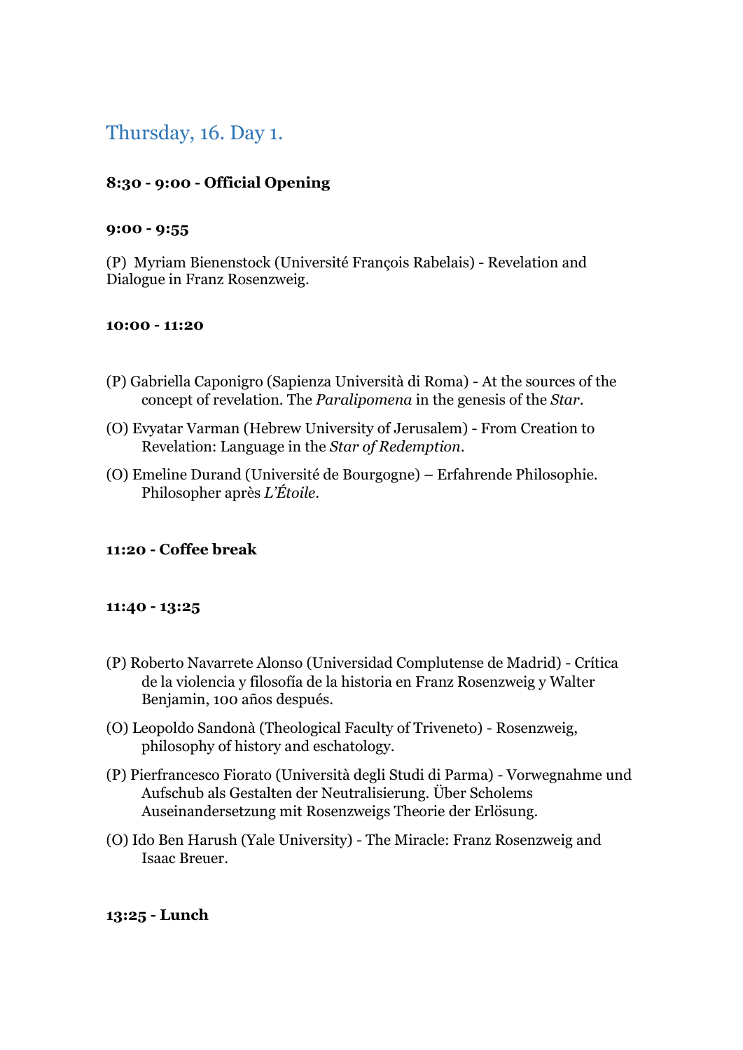## Thursday, 16. Day 1.

**8:30 - 9:00 - Official Opening**

**9:00 - 9:55**

(P) Myriam Bienenstock (Université François Rabelais) - Revelation and Dialogue in Franz Rosenzweig.

**10:00 - 11:20**

(P) Gabriella Caponigro (Sapienza Università di Roma) - At the sources of the concept of revelation. The *Paralipomena* in the genesis of the *Star*.

(O) Evyatar Varman (Hebrew University of Jerusalem) - From Creation to Revelation: Language in the *Star of Redemption*.

(O) Emeline Durand (Université de Bourgogne) – Erfahrende Philosophie. Philosopher après *L'Étoile*.

**11:20 - Coffee break**

**11:40 - 13:25**

(P) Roberto Navarrete Alonso (Universidad Complutense de Madrid) - Crítica de la violencia y filosofía de la historia en Franz Rosenzweig y Walter Benjamin, 100 años después.

(O) Leopoldo Sandonà (Theological Faculty of Triveneto) - Rosenzweig, philosophy of history and eschatology.

(P) Pierfrancesco Fiorato (Università degli Studi di Parma) - Vorwegnahme und Aufschub als Gestalten der Neutralisierung. Über Scholems Auseinandersetzung mit Rosenzweigs Theorie der Erlösung.

(O) Ido Ben Harush (Yale University) - The Miracle: Franz Rosenzweig and Isaac Breuer.

**13:25 - Lunch**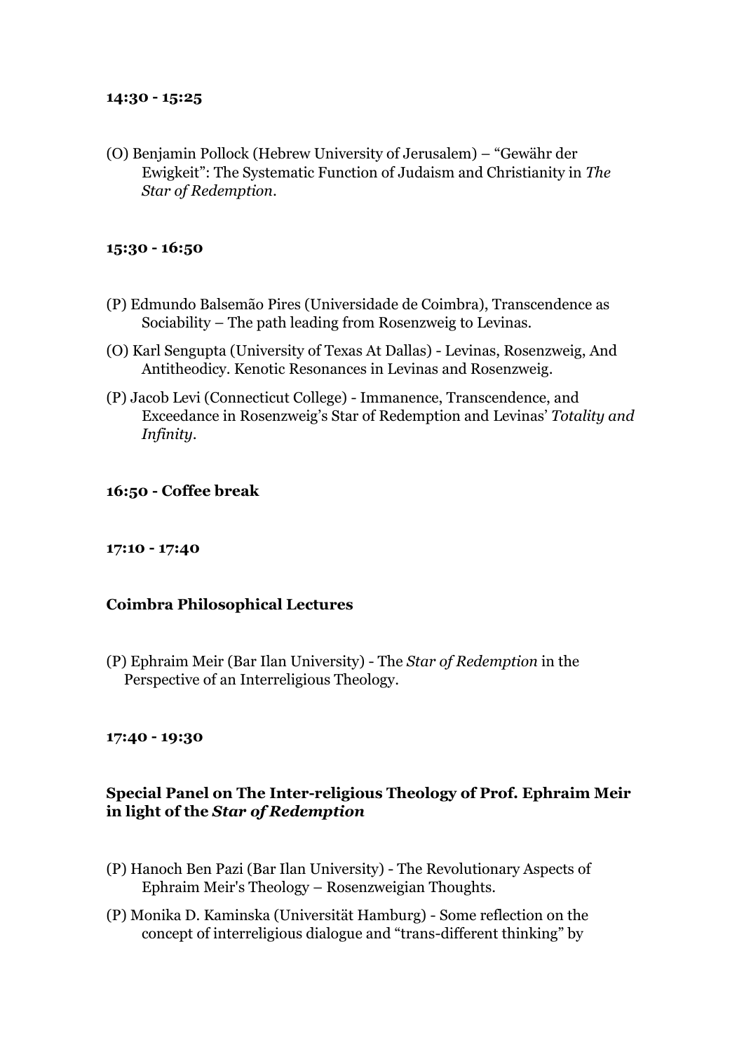**14:30 - 15:25**

(O) Benjamin Pollock (Hebrew University of Jerusalem) – "Gewähr der Ewigkeit": The Systematic Function of Judaism and Christianity in *The Star of Redemption*.

**15:30 - 16:50**

(P) Edmundo Balsemão Pires (Universidade de Coimbra), Transcendence as Sociability – The path leading from Rosenzweig to Levinas.

(O) Karl Sengupta (University of Texas At Dallas) - Levinas, Rosenzweig, And Antitheodicy. Kenotic Resonances in Levinas and Rosenzweig.

(P) Jacob Levi (Connecticut College) - Immanence, Transcendence, and Exceedance in Rosenzweig's Star of Redemption and Levinas' *Totality and Infinity*.

**16:50 - Coffee break**

**17:10 - 17:40**

**Coimbra Philosophical Lectures**

(P) Ephraim Meir (Bar Ilan University) - The *Star of Redemption* in the Perspective of an Interreligious Theology.

**17:40 - 19:30**

**Special Panel on The Inter-religious Theology of Prof. Ephraim Meir in light of the *Star of Redemption***

(P) Hanoch Ben Pazi (Bar Ilan University) - The Revolutionary Aspects of Ephraim Meir's Theology – Rosenzweigian Thoughts.

(P) Monika D. Kaminska (Universität Hamburg) - Some reflection on the concept of interreligious dialogue and "trans-different thinking" by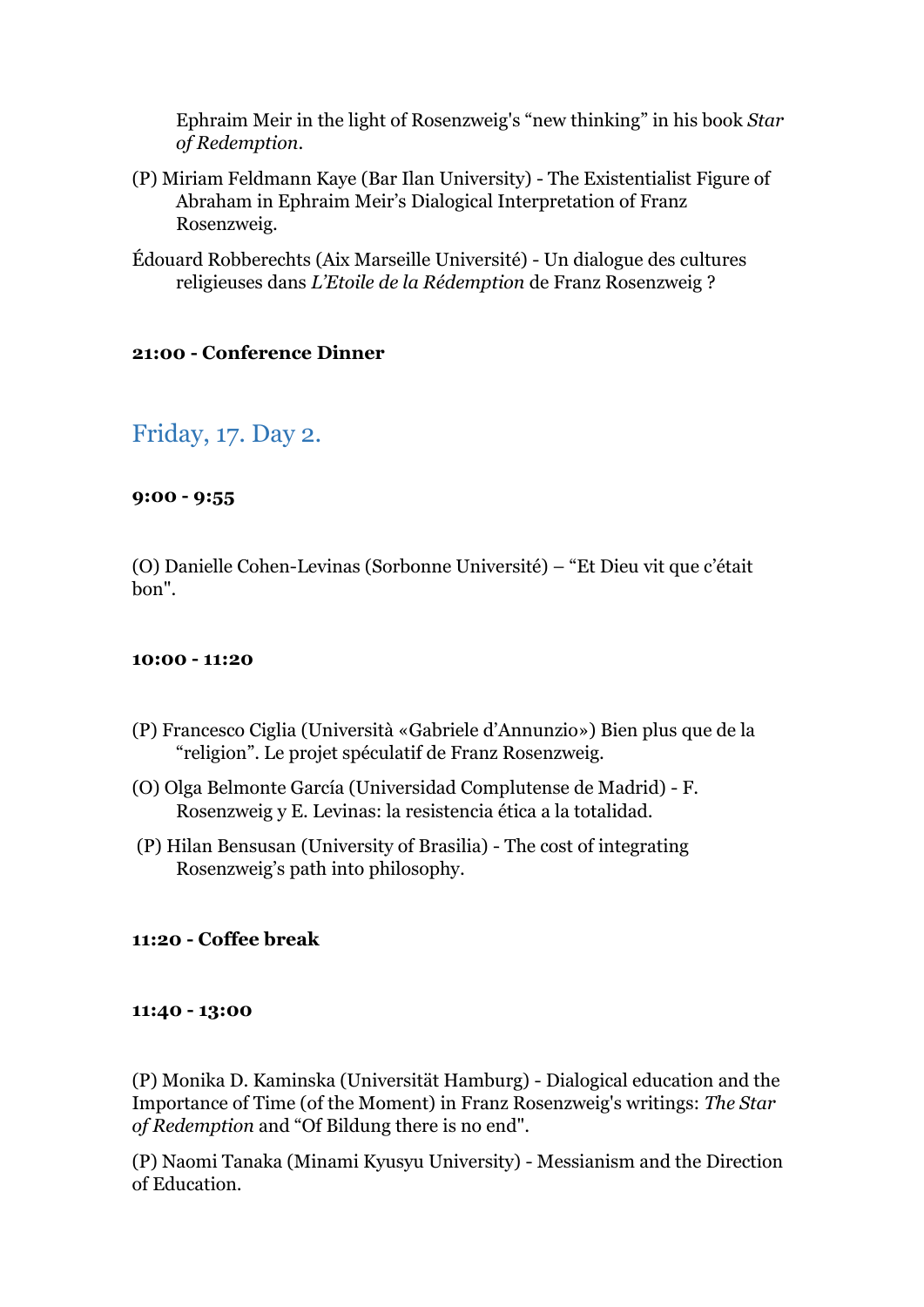Ephraim Meir in the light of Rosenzweig's "new thinking" in his book *Star of Redemption*.

(P) Miriam Feldmann Kaye (Bar Ilan University) - The Existentialist Figure of Abraham in Ephraim Meir's Dialogical Interpretation of Franz Rosenzweig.

Édouard Robberechts (Aix Marseille Université) - Un dialogue des cultures religieuses dans *L'Etoile de la Rédemption* de Franz Rosenzweig ?

**21:00 - Conference Dinner**

## Friday, 17. Day 2.

**9:00 - 9:55**

(O) Danielle Cohen-Levinas (Sorbonne Université) – "Et Dieu vit que c'était bon".

**10:00 - 11:20**

(P) Francesco Ciglia (Università «Gabriele d'Annunzio») Bien plus que de la "religion". Le projet spéculatif de Franz Rosenzweig.

(O) Olga Belmonte García (Universidad Complutense de Madrid) - F. Rosenzweig y E. Levinas: la resistencia ética a la totalidad.

(P) Hilan Bensusan (University of Brasilia) - The cost of integrating Rosenzweig's path into philosophy.

**11:20 - Coffee break**

**11:40 - 13:00**

(P) Monika D. Kaminska (Universität Hamburg) - Dialogical education and the Importance of Time (of the Moment) in Franz Rosenzweig's writings: *The Star of Redemption* and "Of Bildung there is no end".

(P) Naomi Tanaka (Minami Kyusyu University) - Messianism and the Direction of Education.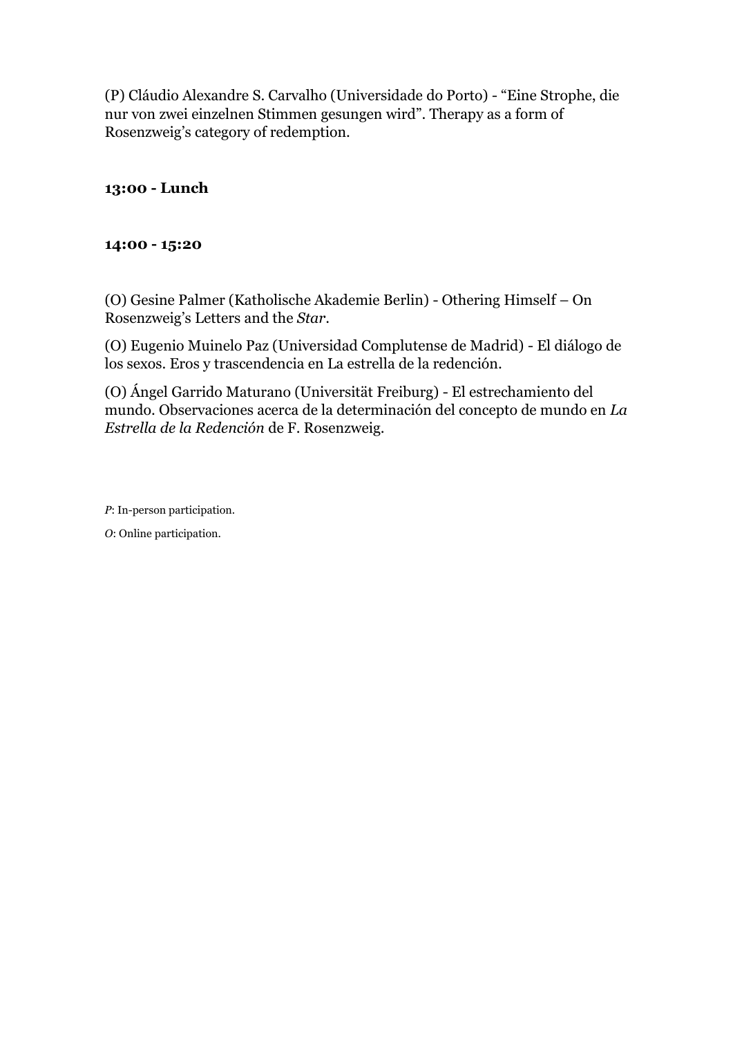(P) Cláudio Alexandre S. Carvalho (Universidade do Porto) - "Eine Strophe, die nur von zwei einzelnen Stimmen gesungen wird". Therapy as a form of Rosenzweig's category of redemption.

**13:00 - Lunch**

**14:00 - 15:20**

(O) Gesine Palmer (Katholische Akademie Berlin) - Othering Himself – On Rosenzweig's Letters and the *Star*.

(O) Eugenio Muinelo Paz (Universidad Complutense de Madrid) - El diálogo de los sexos. Eros y trascendencia en La estrella de la redención.

(O) Ángel Garrido Maturano (Universität Freiburg) - El estrechamiento del mundo. Observaciones acerca de la determinación del concepto de mundo en *La Estrella de la Redención* de F. Rosenzweig.

*P*: In-person participation.

*O*: Online participation.